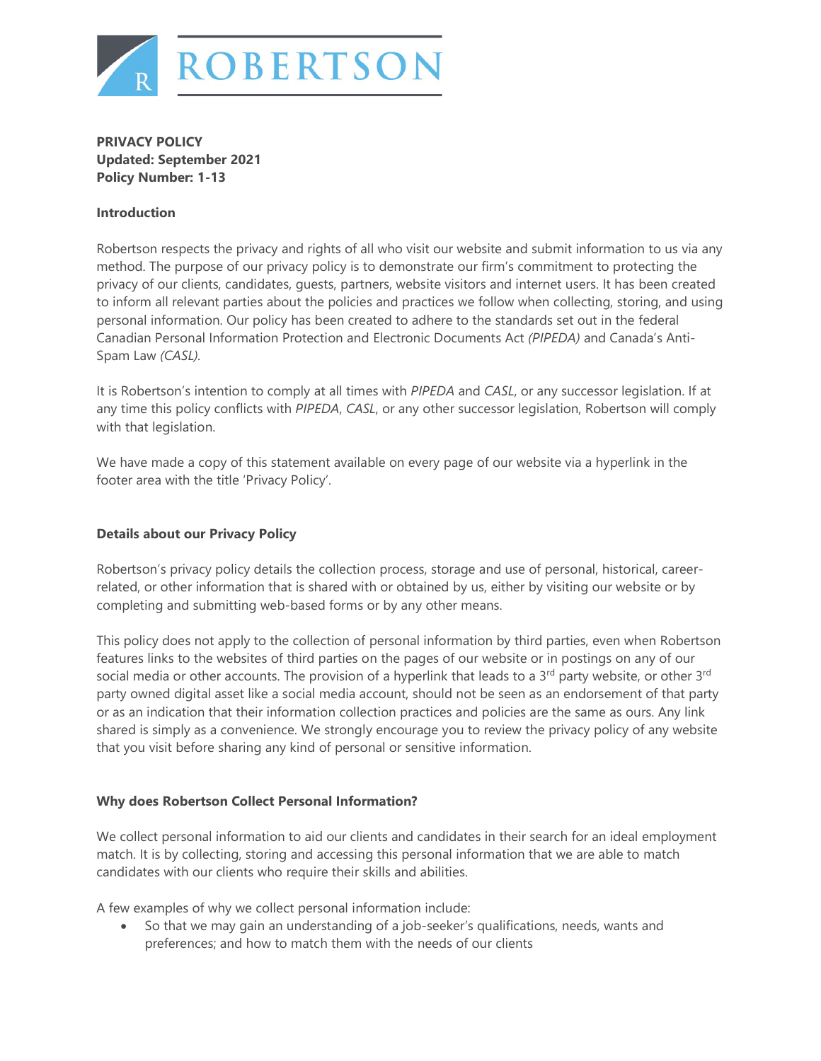ROBERTSON

**PRIVACY POLICY**
**Updated: September 2021**
**Policy Number: 1-13**

**Introduction**

Robertson respects the privacy and rights of all who visit our website and submit information to us via any method. The purpose of our privacy policy is to demonstrate our firm's commitment to protecting the privacy of our clients, candidates, guests, partners, website visitors and internet users. It has been created to inform all relevant parties about the policies and practices we follow when collecting, storing, and using personal information. Our policy has been created to adhere to the standards set out in the federal Canadian Personal Information Protection and Electronic Documents Act *(PIPEDA)* and Canada's Anti-Spam Law *(CASL)*.

It is Robertson's intention to comply at all times with *PIPEDA* and *CASL*, or any successor legislation. If at any time this policy conflicts with *PIPEDA*, *CASL*, or any other successor legislation, Robertson will comply with that legislation.

We have made a copy of this statement available on every page of our website via a hyperlink in the footer area with the title 'Privacy Policy'.

**Details about our Privacy Policy**

Robertson's privacy policy details the collection process, storage and use of personal, historical, career-related, or other information that is shared with or obtained by us, either by visiting our website or by completing and submitting web-based forms or by any other means.

This policy does not apply to the collection of personal information by third parties, even when Robertson features links to the websites of third parties on the pages of our website or in postings on any of our social media or other accounts. The provision of a hyperlink that leads to a 3rd party website, or other 3rd party owned digital asset like a social media account, should not be seen as an endorsement of that party or as an indication that their information collection practices and policies are the same as ours. Any link shared is simply as a convenience. We strongly encourage you to review the privacy policy of any website that you visit before sharing any kind of personal or sensitive information.

**Why does Robertson Collect Personal Information?**

We collect personal information to aid our clients and candidates in their search for an ideal employment match. It is by collecting, storing and accessing this personal information that we are able to match candidates with our clients who require their skills and abilities.

A few examples of why we collect personal information include:

- So that we may gain an understanding of a job-seeker's qualifications, needs, wants and preferences; and how to match them with the needs of our clients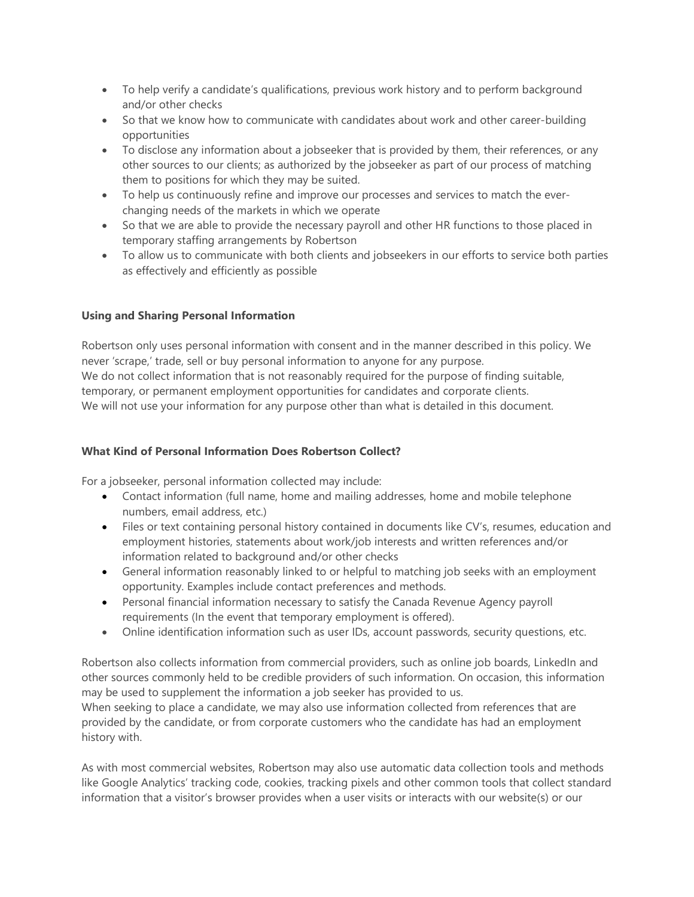- To help verify a candidate's qualifications, previous work history and to perform background and/or other checks
- So that we know how to communicate with candidates about work and other career-building opportunities
- To disclose any information about a jobseeker that is provided by them, their references, or any other sources to our clients; as authorized by the jobseeker as part of our process of matching them to positions for which they may be suited.
- To help us continuously refine and improve our processes and services to match the ever-changing needs of the markets in which we operate
- So that we are able to provide the necessary payroll and other HR functions to those placed in temporary staffing arrangements by Robertson
- To allow us to communicate with both clients and jobseekers in our efforts to service both parties as effectively and efficiently as possible

**Using and Sharing Personal Information**

Robertson only uses personal information with consent and in the manner described in this policy. We never 'scrape,' trade, sell or buy personal information to anyone for any purpose.
We do not collect information that is not reasonably required for the purpose of finding suitable, temporary, or permanent employment opportunities for candidates and corporate clients.
We will not use your information for any purpose other than what is detailed in this document.

**What Kind of Personal Information Does Robertson Collect?**

For a jobseeker, personal information collected may include:

- Contact information (full name, home and mailing addresses, home and mobile telephone numbers, email address, etc.)
- Files or text containing personal history contained in documents like CV's, resumes, education and employment histories, statements about work/job interests and written references and/or information related to background and/or other checks
- General information reasonably linked to or helpful to matching job seeks with an employment opportunity. Examples include contact preferences and methods.
- Personal financial information necessary to satisfy the Canada Revenue Agency payroll requirements (In the event that temporary employment is offered).
- Online identification information such as user IDs, account passwords, security questions, etc.

Robertson also collects information from commercial providers, such as online job boards, LinkedIn and other sources commonly held to be credible providers of such information. On occasion, this information may be used to supplement the information a job seeker has provided to us.
When seeking to place a candidate, we may also use information collected from references that are provided by the candidate, or from corporate customers who the candidate has had an employment history with.

As with most commercial websites, Robertson may also use automatic data collection tools and methods like Google Analytics' tracking code, cookies, tracking pixels and other common tools that collect standard information that a visitor's browser provides when a user visits or interacts with our website(s) or our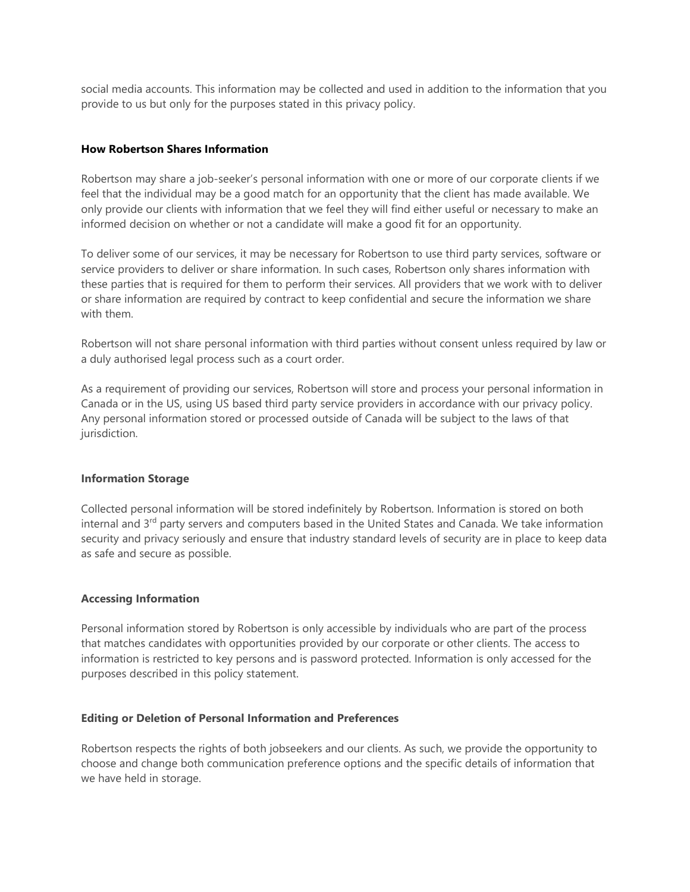social media accounts. This information may be collected and used in addition to the information that you provide to us but only for the purposes stated in this privacy policy.

**How Robertson Shares Information**

Robertson may share a job-seeker's personal information with one or more of our corporate clients if we feel that the individual may be a good match for an opportunity that the client has made available. We only provide our clients with information that we feel they will find either useful or necessary to make an informed decision on whether or not a candidate will make a good fit for an opportunity.

To deliver some of our services, it may be necessary for Robertson to use third party services, software or service providers to deliver or share information. In such cases, Robertson only shares information with these parties that is required for them to perform their services. All providers that we work with to deliver or share information are required by contract to keep confidential and secure the information we share with them.

Robertson will not share personal information with third parties without consent unless required by law or a duly authorised legal process such as a court order.

As a requirement of providing our services, Robertson will store and process your personal information in Canada or in the US, using US based third party service providers in accordance with our privacy policy. Any personal information stored or processed outside of Canada will be subject to the laws of that jurisdiction.

**Information Storage**

Collected personal information will be stored indefinitely by Robertson. Information is stored on both internal and 3rd party servers and computers based in the United States and Canada. We take information security and privacy seriously and ensure that industry standard levels of security are in place to keep data as safe and secure as possible.

**Accessing Information**

Personal information stored by Robertson is only accessible by individuals who are part of the process that matches candidates with opportunities provided by our corporate or other clients. The access to information is restricted to key persons and is password protected. Information is only accessed for the purposes described in this policy statement.

**Editing or Deletion of Personal Information and Preferences**

Robertson respects the rights of both jobseekers and our clients. As such, we provide the opportunity to choose and change both communication preference options and the specific details of information that we have held in storage.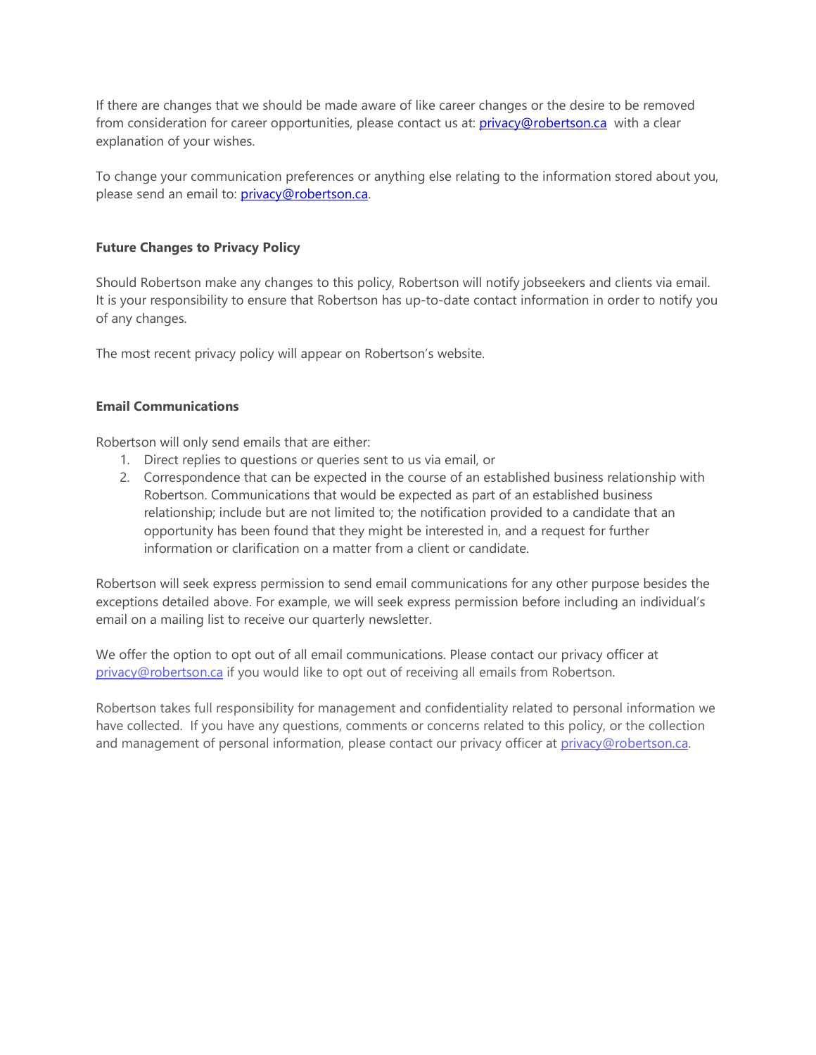If there are changes that we should be made aware of like career changes or the desire to be removed from consideration for career opportunities, please contact us at: privacy@robertson.ca with a clear explanation of your wishes.

To change your communication preferences or anything else relating to the information stored about you, please send an email to: privacy@robertson.ca.

**Future Changes to Privacy Policy**

Should Robertson make any changes to this policy, Robertson will notify jobseekers and clients via email. It is your responsibility to ensure that Robertson has up-to-date contact information in order to notify you of any changes.

The most recent privacy policy will appear on Robertson's website.

**Email Communications**

Robertson will only send emails that are either:

1. Direct replies to questions or queries sent to us via email, or
2. Correspondence that can be expected in the course of an established business relationship with Robertson. Communications that would be expected as part of an established business relationship; include but are not limited to; the notification provided to a candidate that an opportunity has been found that they might be interested in, and a request for further information or clarification on a matter from a client or candidate.

Robertson will seek express permission to send email communications for any other purpose besides the exceptions detailed above. For example, we will seek express permission before including an individual's email on a mailing list to receive our quarterly newsletter.

We offer the option to opt out of all email communications. Please contact our privacy officer at privacy@robertson.ca if you would like to opt out of receiving all emails from Robertson.

Robertson takes full responsibility for management and confidentiality related to personal information we have collected. If you have any questions, comments or concerns related to this policy, or the collection and management of personal information, please contact our privacy officer at privacy@robertson.ca.